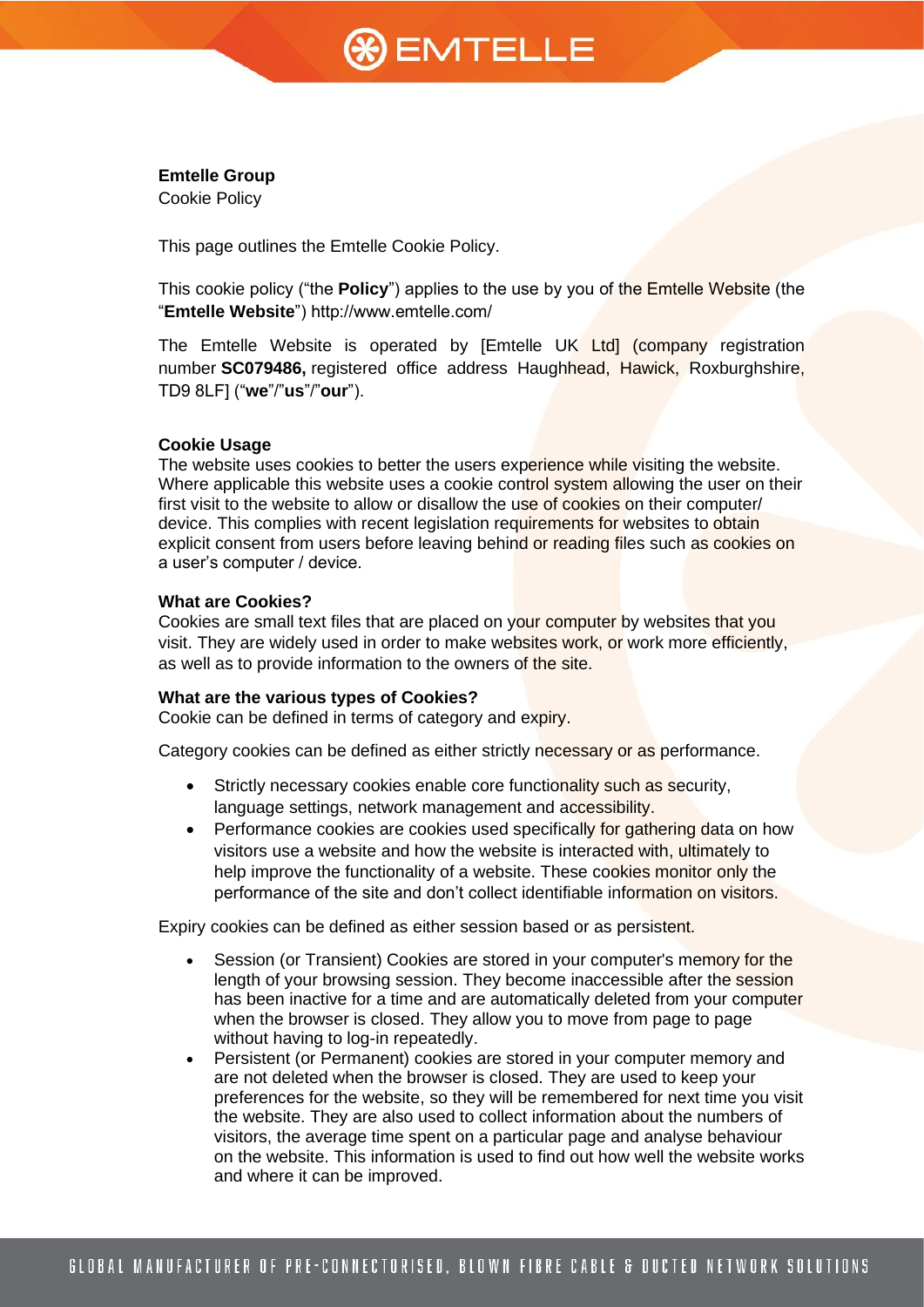**Emtelle Group**
Cookie Policy

This page outlines the Emtelle Cookie Policy.

This cookie policy ("the **Policy**") applies to the use by you of the Emtelle Website (the "**Emtelle Website**") http://www.emtelle.com/

The Emtelle Website is operated by [Emtelle UK Ltd] (company registration number **SC079486,** registered office address Haughhead, Hawick, Roxburghshire, TD9 8LF] ("**we**"/"**us**"/"**our**").

**Cookie Usage**
The website uses cookies to better the users experience while visiting the website. Where applicable this website uses a cookie control system allowing the user on their first visit to the website to allow or disallow the use of cookies on their computer/ device. This complies with recent legislation requirements for websites to obtain explicit consent from users before leaving behind or reading files such as cookies on a user's computer / device.

**What are Cookies?**
Cookies are small text files that are placed on your computer by websites that you visit. They are widely used in order to make websites work, or work more efficiently, as well as to provide information to the owners of the site.

**What are the various types of Cookies?**
Cookie can be defined in terms of category and expiry.

Category cookies can be defined as either strictly necessary or as performance.

- Strictly necessary cookies enable core functionality such as security, language settings, network management and accessibility.
- Performance cookies are cookies used specifically for gathering data on how visitors use a website and how the website is interacted with, ultimately to help improve the functionality of a website. These cookies monitor only the performance of the site and don't collect identifiable information on visitors.

Expiry cookies can be defined as either session based or as persistent.

- Session (or Transient) Cookies are stored in your computer's memory for the length of your browsing session. They become inaccessible after the session has been inactive for a time and are automatically deleted from your computer when the browser is closed. They allow you to move from page to page without having to log-in repeatedly.
- Persistent (or Permanent) cookies are stored in your computer memory and are not deleted when the browser is closed. They are used to keep your preferences for the website, so they will be remembered for next time you visit the website. They are also used to collect information about the numbers of visitors, the average time spent on a particular page and analyse behaviour on the website. This information is used to find out how well the website works and where it can be improved.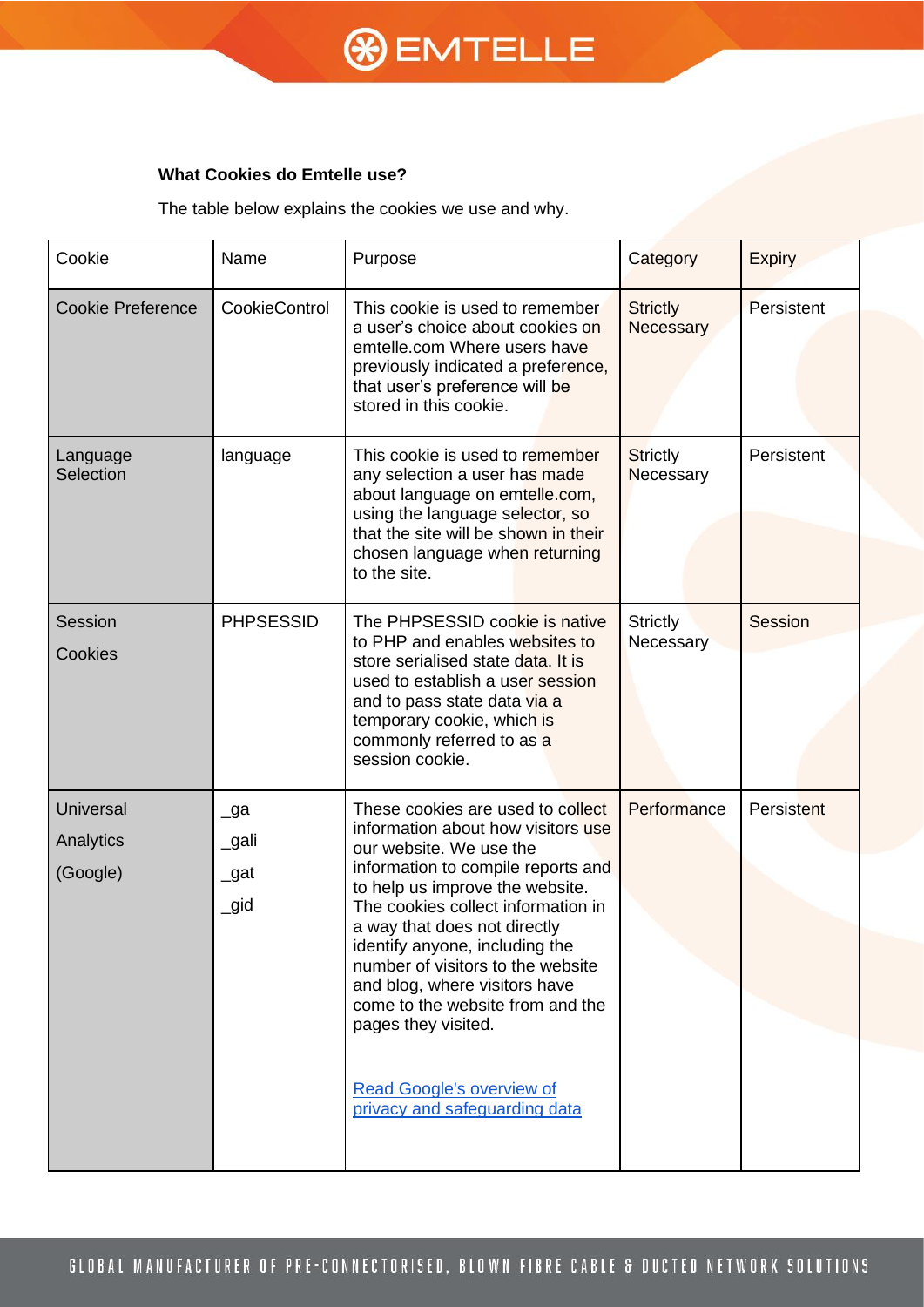**What Cookies do Emtelle use?**

The table below explains the cookies we use and why.

| Cookie | Name | Purpose | Category | Expiry |
| --- | --- | --- | --- | --- |
| Cookie Preference | CookieControl | This cookie is used to remember a user's choice about cookies on emtelle.com Where users have previously indicated a preference, that user's preference will be stored in this cookie. | Strictly Necessary | Persistent |
| Language Selection | language | This cookie is used to remember any selection a user has made about language on emtelle.com, using the language selector, so that the site will be shown in their chosen language when returning to the site. | Strictly Necessary | Persistent |
| Session Cookies | PHPSESSID | The PHPSESSID cookie is native to PHP and enables websites to store serialised state data. It is used to establish a user session and to pass state data via a temporary cookie, which is commonly referred to as a session cookie. | Strictly Necessary | Session |
| Universal Analytics (Google) | _ga<br>_gali<br>_gat<br>_gid | These cookies are used to collect information about how visitors use our website. We use the information to compile reports and to help us improve the website. The cookies collect information in a way that does not directly identify anyone, including the number of visitors to the website and blog, where visitors have come to the website from and the pages they visited.<br><br>Read Google's overview of privacy and safeguarding data | Performance | Persistent |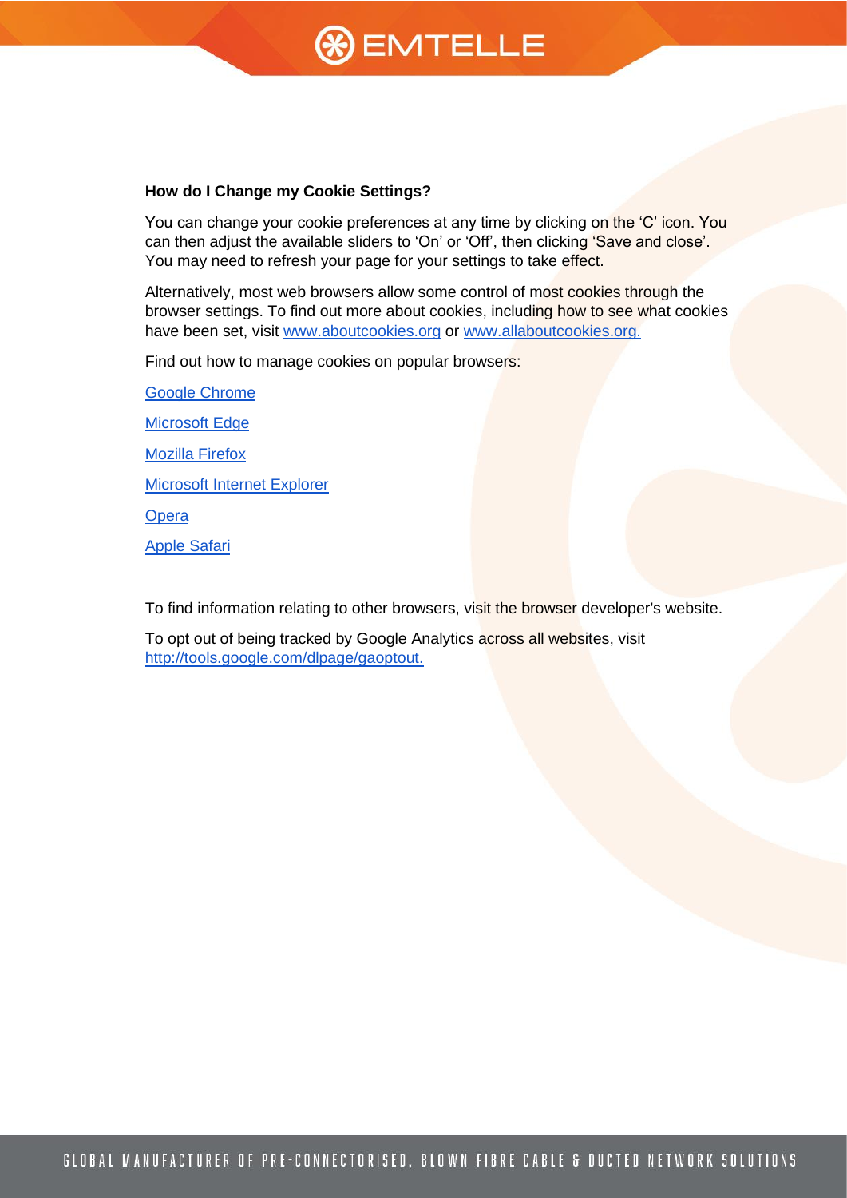**How do I Change my Cookie Settings?**

You can change your cookie preferences at any time by clicking on the ‘C’ icon. You can then adjust the available sliders to ‘On’ or ‘Off’, then clicking ‘Save and close’. You may need to refresh your page for your settings to take effect.

Alternatively, most web browsers allow some control of most cookies through the browser settings. To find out more about cookies, including how to see what cookies have been set, visit www.aboutcookies.org or www.allaboutcookies.org.

Find out how to manage cookies on popular browsers:

Google Chrome

Microsoft Edge

Mozilla Firefox

Microsoft Internet Explorer

Opera

Apple Safari

To find information relating to other browsers, visit the browser developer's website.

To opt out of being tracked by Google Analytics across all websites, visit http://tools.google.com/dlpage/gaoptout.